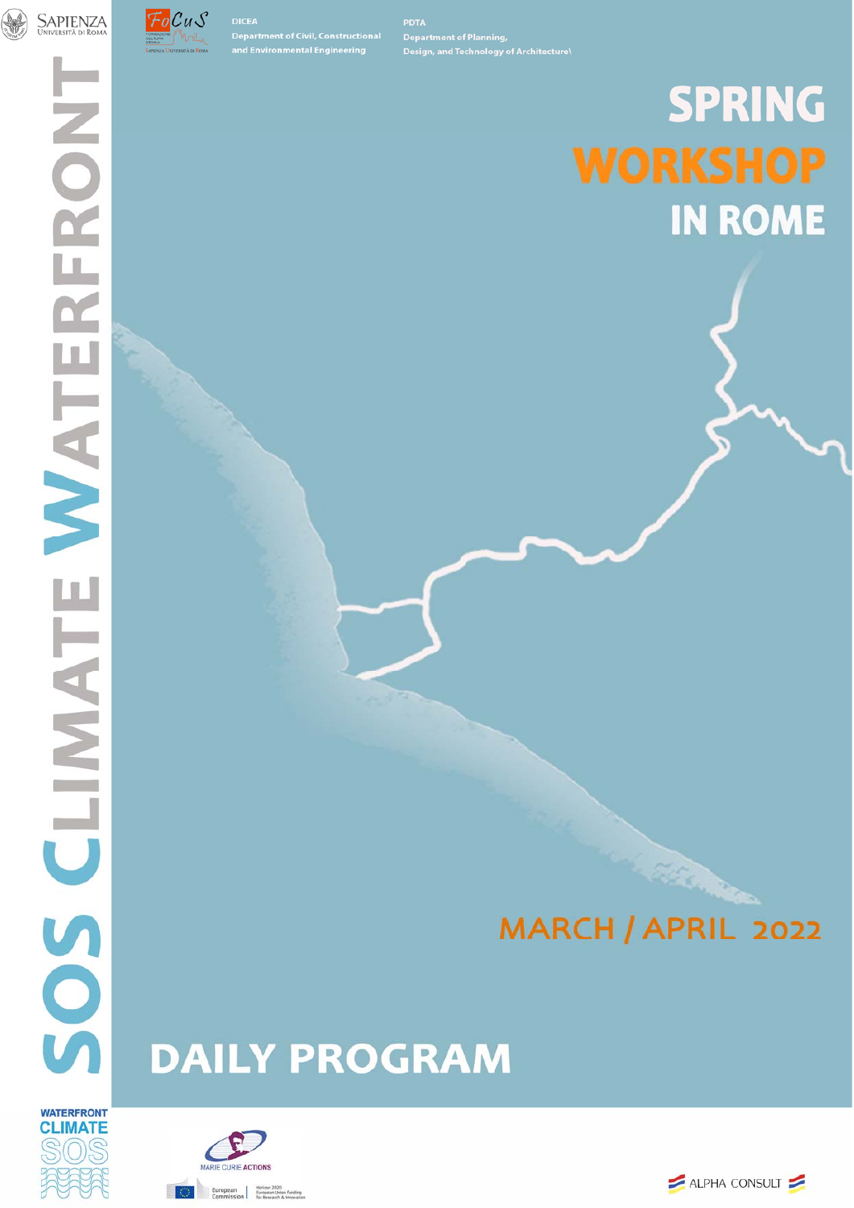SAPIENZA UNIVERSITÀ DI ROMA

FoCuS

DICEA
Department of Civil, Constructional and Environmental Engineering

PDTA
Department of Planning, Design, and Technology of Architecture\

# SOS CLIMATE WATERFRONT

# SPRING WORKSHOP IN ROME

## MARCH / APRIL 2022

# DAILY PROGRAM

WATERFRONT CLIMATE SOS

MARIE CURIE ACTIONS

European Commission | Horizon 2020 European Union Funding for Research & Innovation

ALPHA CONSULT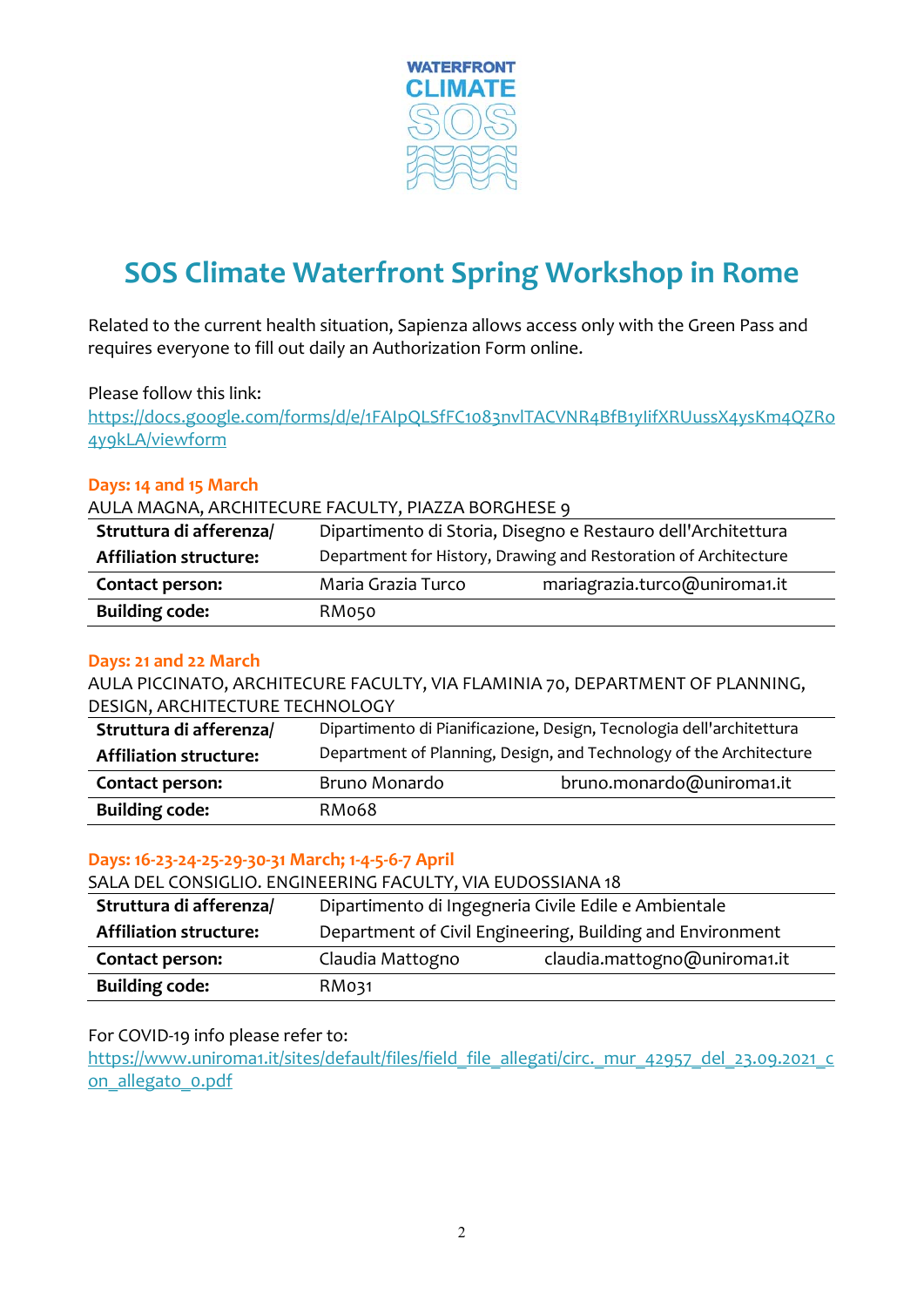WATERFRONT CLIMATE SOS

# SOS Climate Waterfront Spring Workshop in Rome

Related to the current health situation, Sapienza allows access only with the Green Pass and requires everyone to fill out daily an Authorization Form online.

Please follow this link:
https://docs.google.com/forms/d/e/1FAIpQLSfFC1083nvlTACVNR4BfB1yIifXRUussX4ysKm4QZRo4y9kLA/viewform

**Days: 14 and 15 March**

AULA MAGNA, ARCHITECURE FACULTY, PIAZZA BORGHESE 9

| | | |
|---|---|---|
| **Struttura di afferenza/ Affiliation structure:** | Dipartimento di Storia, Disegno e Restauro dell'Architettura<br>Department for History, Drawing and Restoration of Architecture | |
| **Contact person:** | Maria Grazia Turco | mariagrazia.turco@uniroma1.it |
| **Building code:** | RM050 | |

**Days: 21 and 22 March**

AULA PICCINATO, ARCHITECURE FACULTY, VIA FLAMINIA 70, DEPARTMENT OF PLANNING, DESIGN, ARCHITECTURE TECHNOLOGY

| | | |
|---|---|---|
| **Struttura di afferenza/ Affiliation structure:** | Dipartimento di Pianificazione, Design, Tecnologia dell'architettura<br>Department of Planning, Design, and Technology of the Architecture | |
| **Contact person:** | Bruno Monardo | bruno.monardo@uniroma1.it |
| **Building code:** | RM068 | |

**Days: 16-23-24-25-29-30-31 March; 1-4-5-6-7 April**

SALA DEL CONSIGLIO. ENGINEERING FACULTY, VIA EUDOSSIANA 18

| | | |
|---|---|---|
| **Struttura di afferenza/ Affiliation structure:** | Dipartimento di Ingegneria Civile Edile e Ambientale<br>Department of Civil Engineering, Building and Environment | |
| **Contact person:** | Claudia Mattogno | claudia.mattogno@uniroma1.it |
| **Building code:** | RM031 | |

For COVID-19 info please refer to:
https://www.uniroma1.it/sites/default/files/field_file_allegati/circ._mur_42957_del_23.09.2021_con_allegato_0.pdf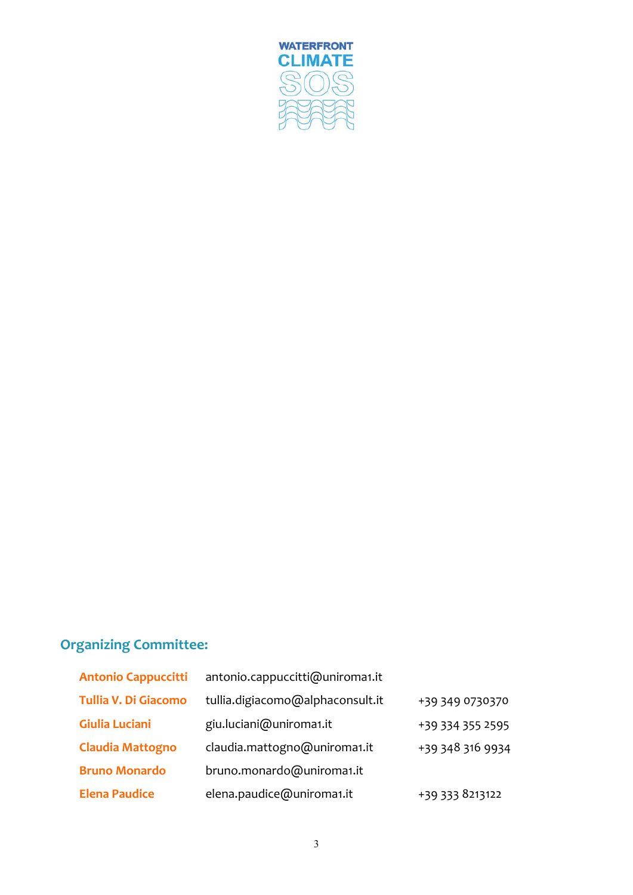WATERFRONT CLIMATE SOS

## Organizing Committee:

| | | |
|---|---|---|
| Antonio Cappuccitti | antonio.cappuccitti@uniroma1.it | |
| Tullia V. Di Giacomo | tullia.digiacomo@alphaconsult.it | +39 349 0730370 |
| Giulia Luciani | giu.luciani@uniroma1.it | +39 334 355 2595 |
| Claudia Mattogno | claudia.mattogno@uniroma1.it | +39 348 316 9934 |
| Bruno Monardo | bruno.monardo@uniroma1.it | |
| Elena Paudice | elena.paudice@uniroma1.it | +39 333 8213122 |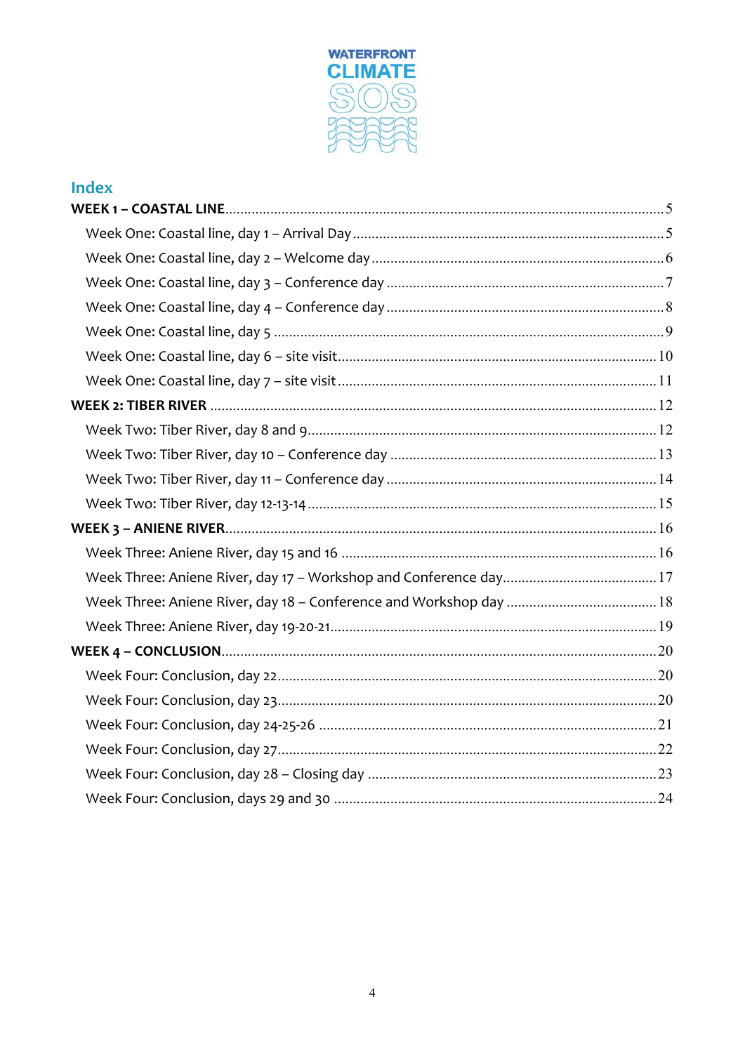WATERFRONT CLIMATE SOS

## Index

**WEEK 1 – COASTAL LINE** ... 5

- Week One: Coastal line, day 1 – Arrival Day ... 5
- Week One: Coastal line, day 2 – Welcome day ... 6
- Week One: Coastal line, day 3 – Conference day ... 7
- Week One: Coastal line, day 4 – Conference day ... 8
- Week One: Coastal line, day 5 ... 9
- Week One: Coastal line, day 6 – site visit ... 10
- Week One: Coastal line, day 7 – site visit ... 11

**WEEK 2: TIBER RIVER** ... 12

- Week Two: Tiber River, day 8 and 9 ... 12
- Week Two: Tiber River, day 10 – Conference day ... 13
- Week Two: Tiber River, day 11 – Conference day ... 14
- Week Two: Tiber River, day 12-13-14 ... 15

**WEEK 3 – ANIENE RIVER** ... 16

- Week Three: Aniene River, day 15 and 16 ... 16
- Week Three: Aniene River, day 17 – Workshop and Conference day ... 17
- Week Three: Aniene River, day 18 – Conference and Workshop day ... 18
- Week Three: Aniene River, day 19-20-21 ... 19

**WEEK 4 – CONCLUSION** ... 20

- Week Four: Conclusion, day 22 ... 20
- Week Four: Conclusion, day 23 ... 20
- Week Four: Conclusion, day 24-25-26 ... 21
- Week Four: Conclusion, day 27 ... 22
- Week Four: Conclusion, day 28 – Closing day ... 23
- Week Four: Conclusion, days 29 and 30 ... 24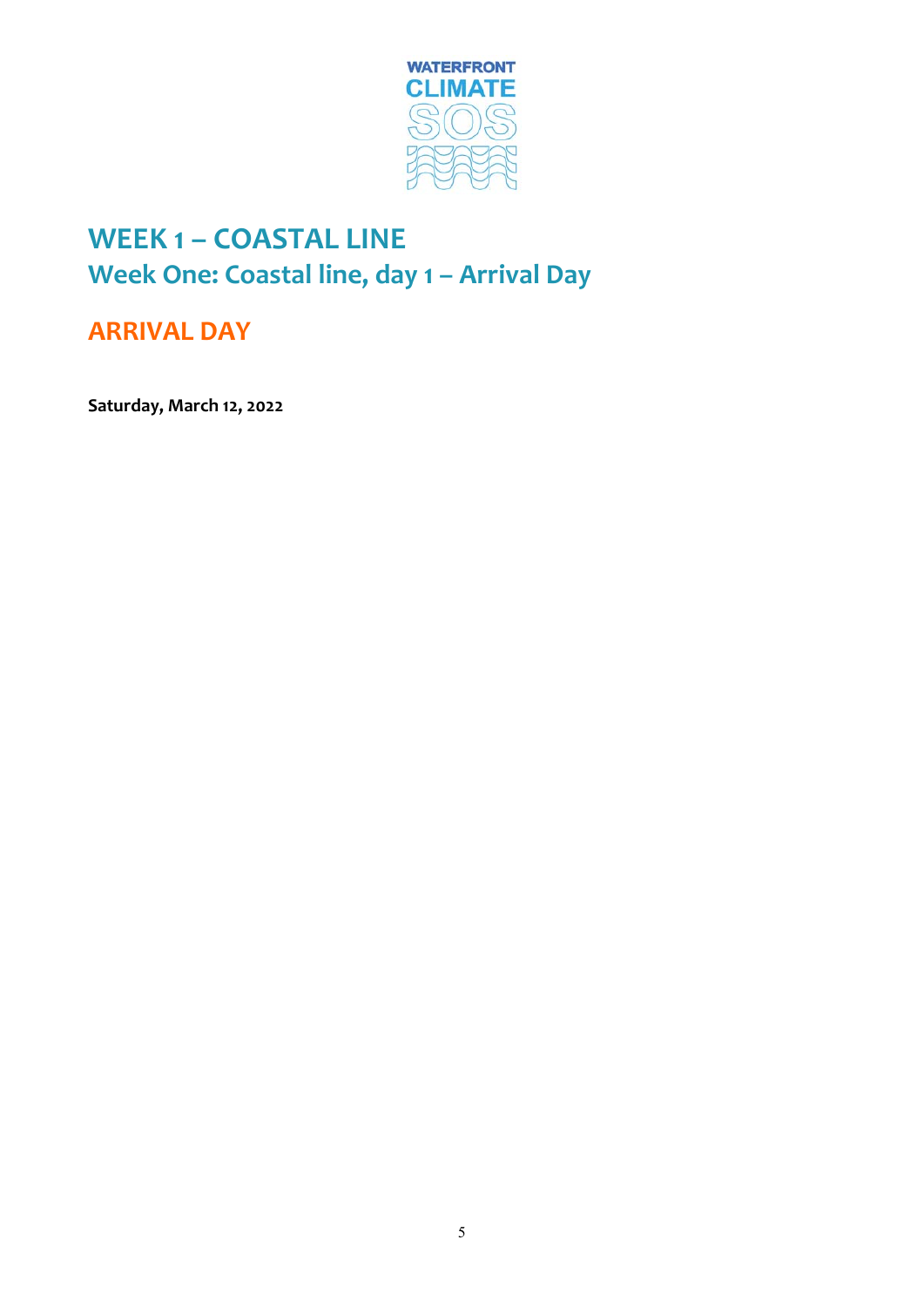# WEEK 1 – COASTAL LINE

## Week One: Coastal line, day 1 – Arrival Day

## ARRIVAL DAY

**Saturday, March 12, 2022**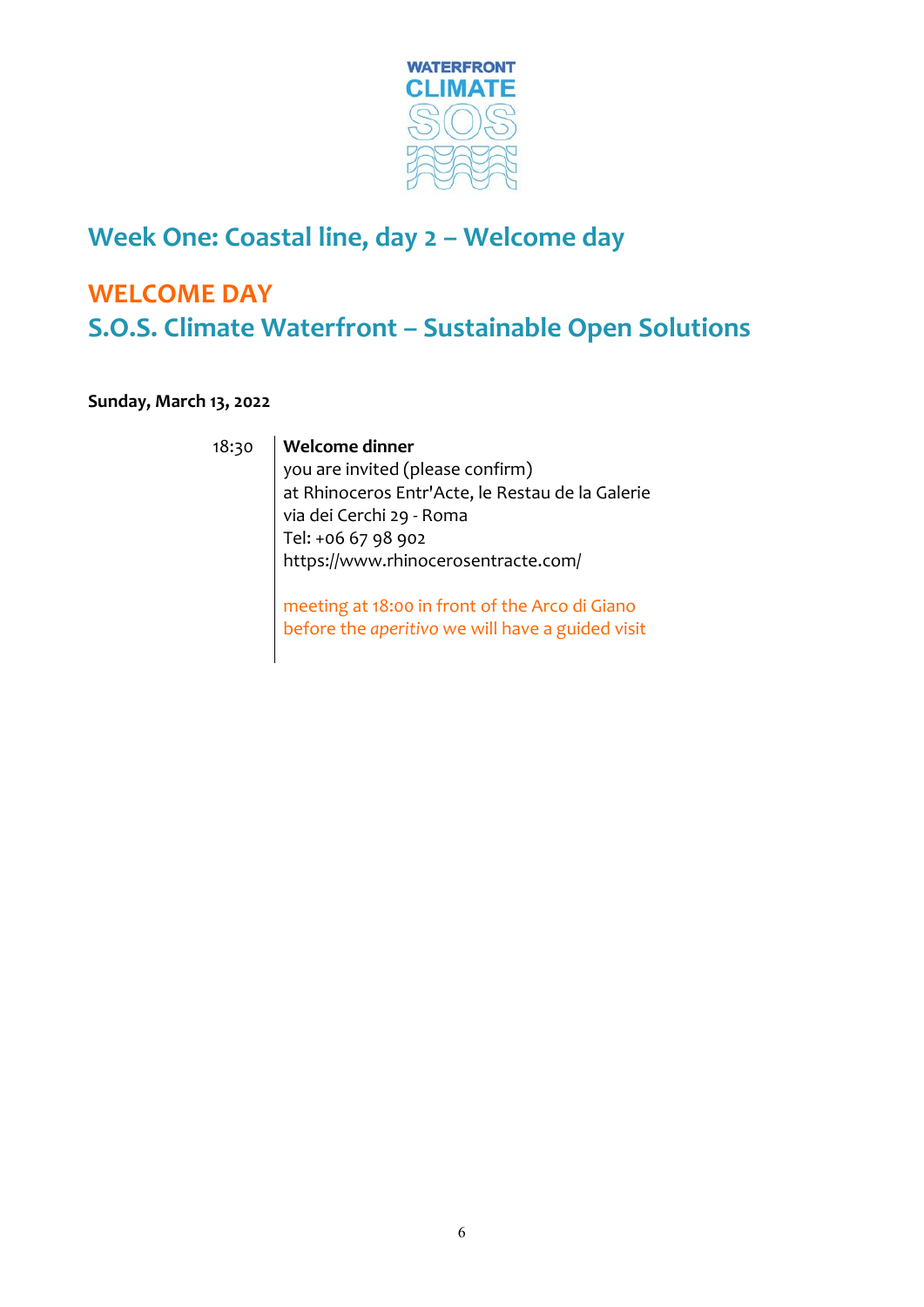WATERFRONT CLIMATE SOS

# Week One: Coastal line, day 2 – Welcome day

## WELCOME DAY
## S.O.S. Climate Waterfront – Sustainable Open Solutions

**Sunday, March 13, 2022**

| | |
|---|---|
| 18:30 | **Welcome dinner**<br>you are invited (please confirm)<br>at Rhinoceros Entr'Acte, le Restau de la Galerie<br>via dei Cerchi 29 - Roma<br>Tel: +06 67 98 902<br>https://www.rhinocerosentracte.com/<br><br>meeting at 18:00 in front of the Arco di Giano<br>before the *aperitivo* we will have a guided visit |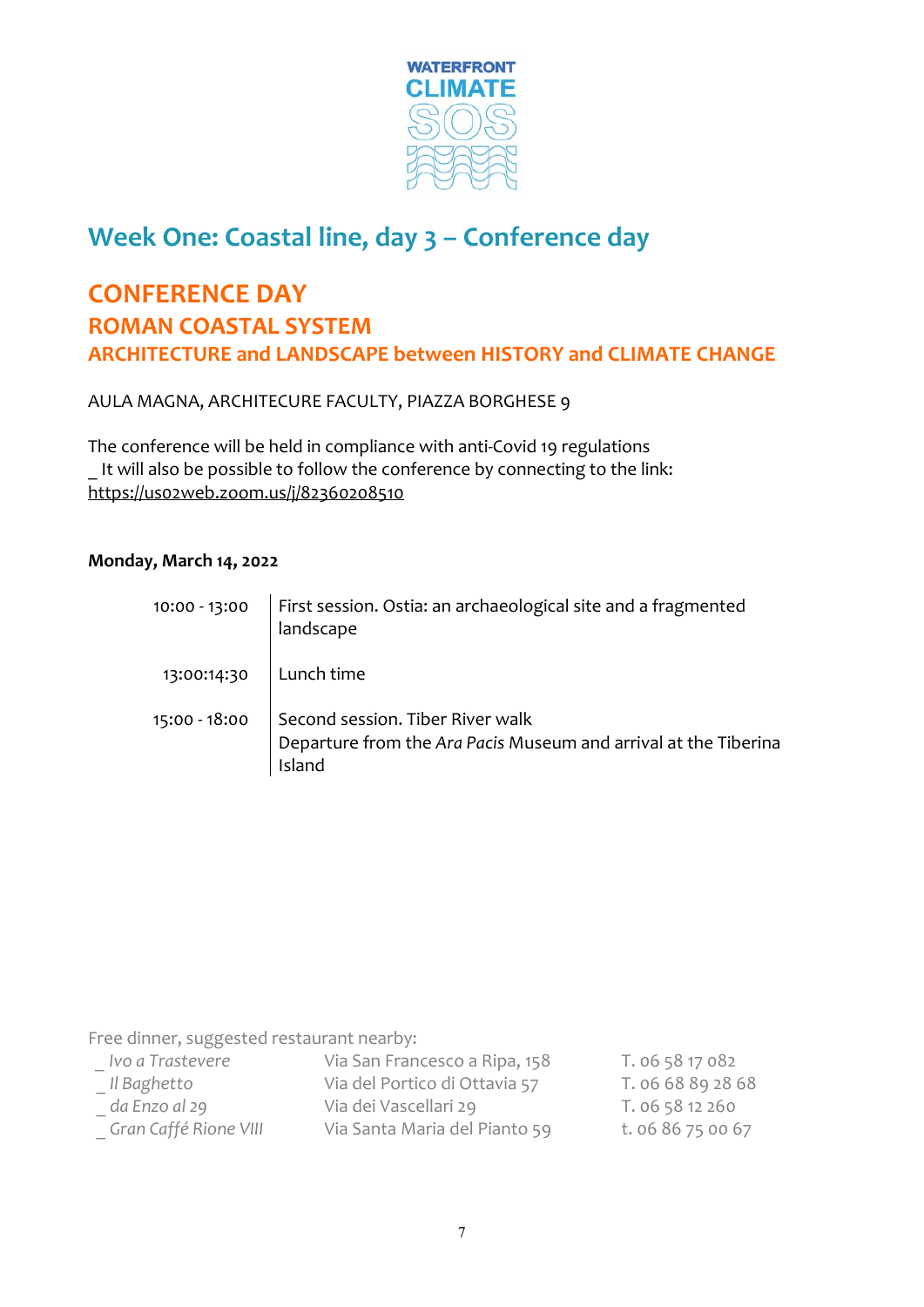WATERFRONT
CLIMATE
SOS

# Week One: Coastal line, day 3 – Conference day

## CONFERENCE DAY
## ROMAN COASTAL SYSTEM
### ARCHITECTURE and LANDSCAPE between HISTORY and CLIMATE CHANGE

AULA MAGNA, ARCHITECURE FACULTY, PIAZZA BORGHESE 9

The conference will be held in compliance with anti-Covid 19 regulations
_ It will also be possible to follow the conference by connecting to the link:
https://us02web.zoom.us/j/82360208510

**Monday, March 14, 2022**

| | |
|---|---|
| 10:00 - 13:00 | First session. Ostia: an archaeological site and a fragmented landscape |
| 13:00:14:30 | Lunch time |
| 15:00 - 18:00 | Second session. Tiber River walk<br>Departure from the *Ara Pacis* Museum and arrival at the Tiberina Island |

Free dinner, suggested restaurant nearby:

| | | |
|---|---|---|
| _ *Ivo a Trastevere* | Via San Francesco a Ripa, 158 | T. 06 58 17 082 |
| _ *Il Baghetto* | Via del Portico di Ottavia 57 | T. 06 68 89 28 68 |
| _ *da Enzo al 29* | Via dei Vascellari 29 | T. 06 58 12 260 |
| _ *Gran Caffé Rione VIII* | Via Santa Maria del Pianto 59 | t. 06 86 75 00 67 |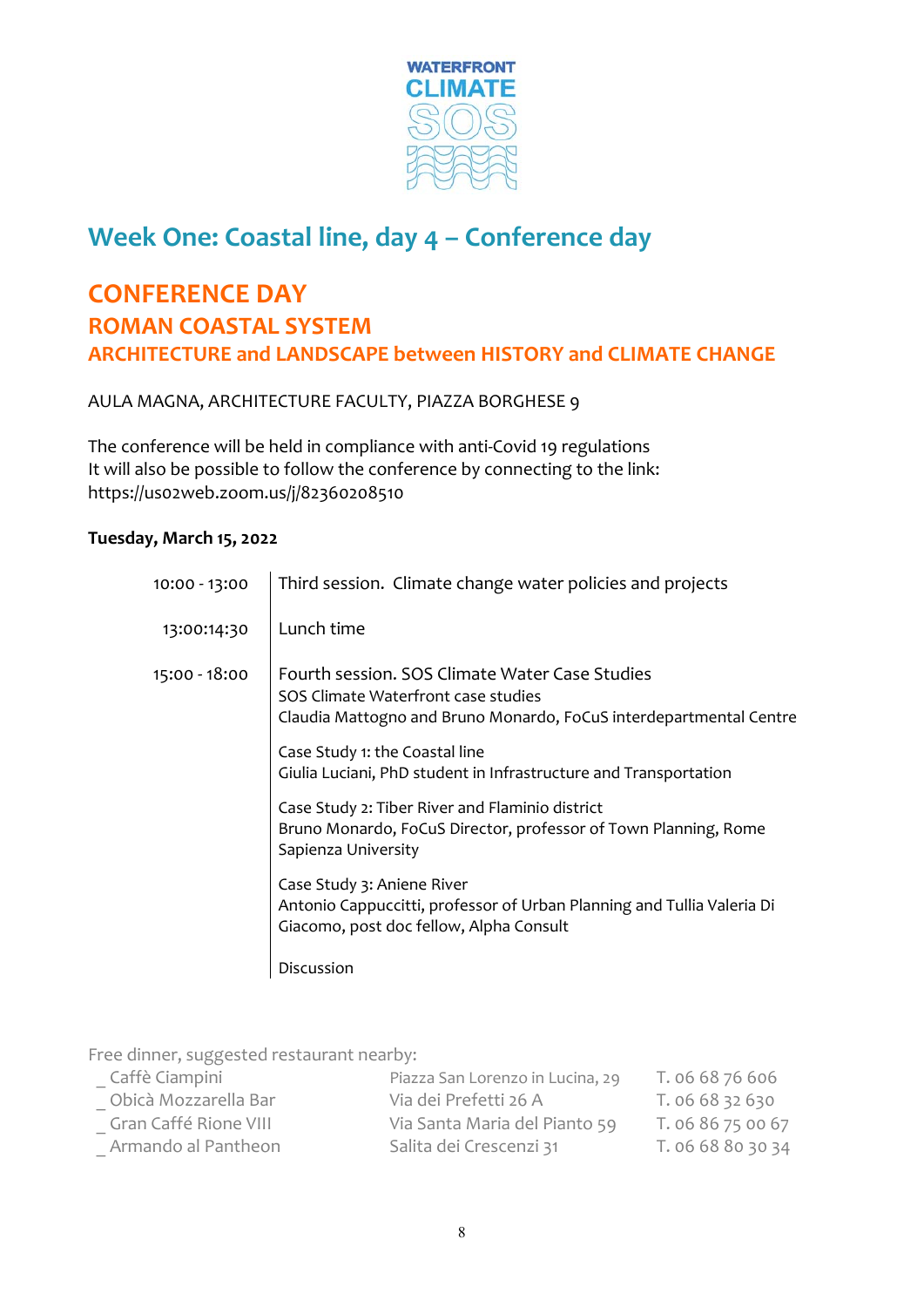WATERFRONT CLIMATE SOS

# Week One: Coastal line, day 4 – Conference day

## CONFERENCE DAY
## ROMAN COASTAL SYSTEM
### ARCHITECTURE and LANDSCAPE between HISTORY and CLIMATE CHANGE

AULA MAGNA, ARCHITECTURE FACULTY, PIAZZA BORGHESE 9

The conference will be held in compliance with anti-Covid 19 regulations
It will also be possible to follow the conference by connecting to the link:
https://us02web.zoom.us/j/82360208510

**Tuesday, March 15, 2022**

| | |
|---|---|
| 10:00 - 13:00 | Third session. Climate change water policies and projects |
| 13:00:14:30 | Lunch time |
| 15:00 - 18:00 | Fourth session. SOS Climate Water Case Studies<br>SOS Climate Waterfront case studies<br>Claudia Mattogno and Bruno Monardo, FoCuS interdepartmental Centre |
| | Case Study 1: the Coastal line<br>Giulia Luciani, PhD student in Infrastructure and Transportation |
| | Case Study 2: Tiber River and Flaminio district<br>Bruno Monardo, FoCuS Director, professor of Town Planning, Rome Sapienza University |
| | Case Study 3: Aniene River<br>Antonio Cappuccitti, professor of Urban Planning and Tullia Valeria Di Giacomo, post doc fellow, Alpha Consult |
| | Discussion |

Free dinner, suggested restaurant nearby:

| | | |
|---|---|---|
| _ Caffè Ciampini | Piazza San Lorenzo in Lucina, 29 | T. 06 68 76 606 |
| _ Obicà Mozzarella Bar | Via dei Prefetti 26 A | T. 06 68 32 630 |
| _ Gran Caffé Rione VIII | Via Santa Maria del Pianto 59 | T. 06 86 75 00 67 |
| _ Armando al Pantheon | Salita dei Crescenzi 31 | T. 06 68 80 30 34 |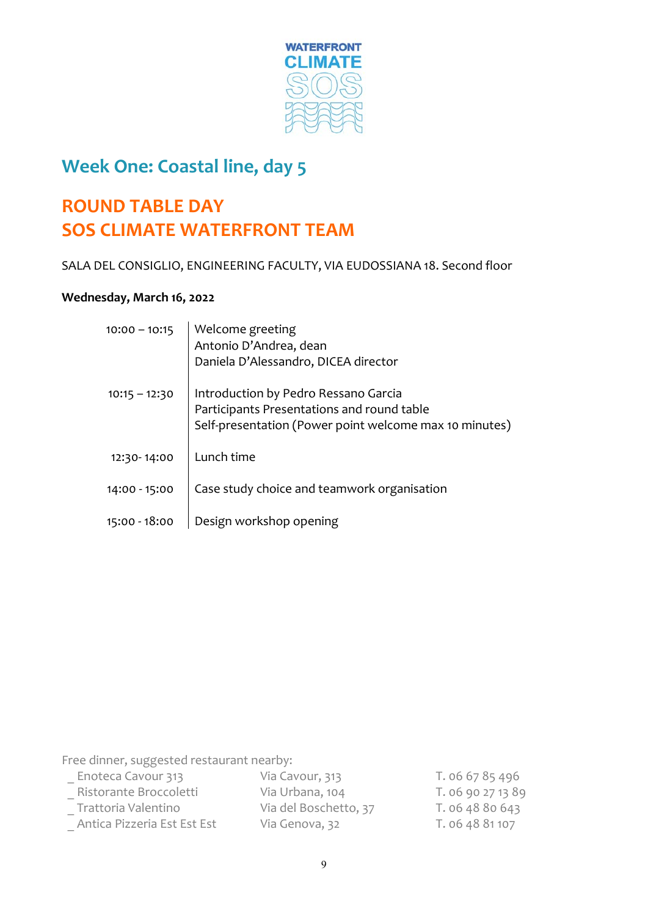# Week One: Coastal line, day 5

## ROUND TABLE DAY
## SOS CLIMATE WATERFRONT TEAM

SALA DEL CONSIGLIO, ENGINEERING FACULTY, VIA EUDOSSIANA 18. Second floor

**Wednesday, March 16, 2022**

| | |
|---|---|
| 10:00 – 10:15 | Welcome greeting<br>Antonio D'Andrea, dean<br>Daniela D'Alessandro, DICEA director |
| 10:15 – 12:30 | Introduction by Pedro Ressano Garcia<br>Participants Presentations and round table<br>Self-presentation (Power point welcome max 10 minutes) |
| 12:30- 14:00 | Lunch time |
| 14:00 - 15:00 | Case study choice and teamwork organisation |
| 15:00 - 18:00 | Design workshop opening |

Free dinner, suggested restaurant nearby:

| | | |
|---|---|---|
| _ Enoteca Cavour 313 | Via Cavour, 313 | T. 06 67 85 496 |
| _ Ristorante Broccoletti | Via Urbana, 104 | T. 06 90 27 13 89 |
| _ Trattoria Valentino | Via del Boschetto, 37 | T. 06 48 80 643 |
| _ Antica Pizzeria Est Est Est | Via Genova, 32 | T. 06 48 81 107 |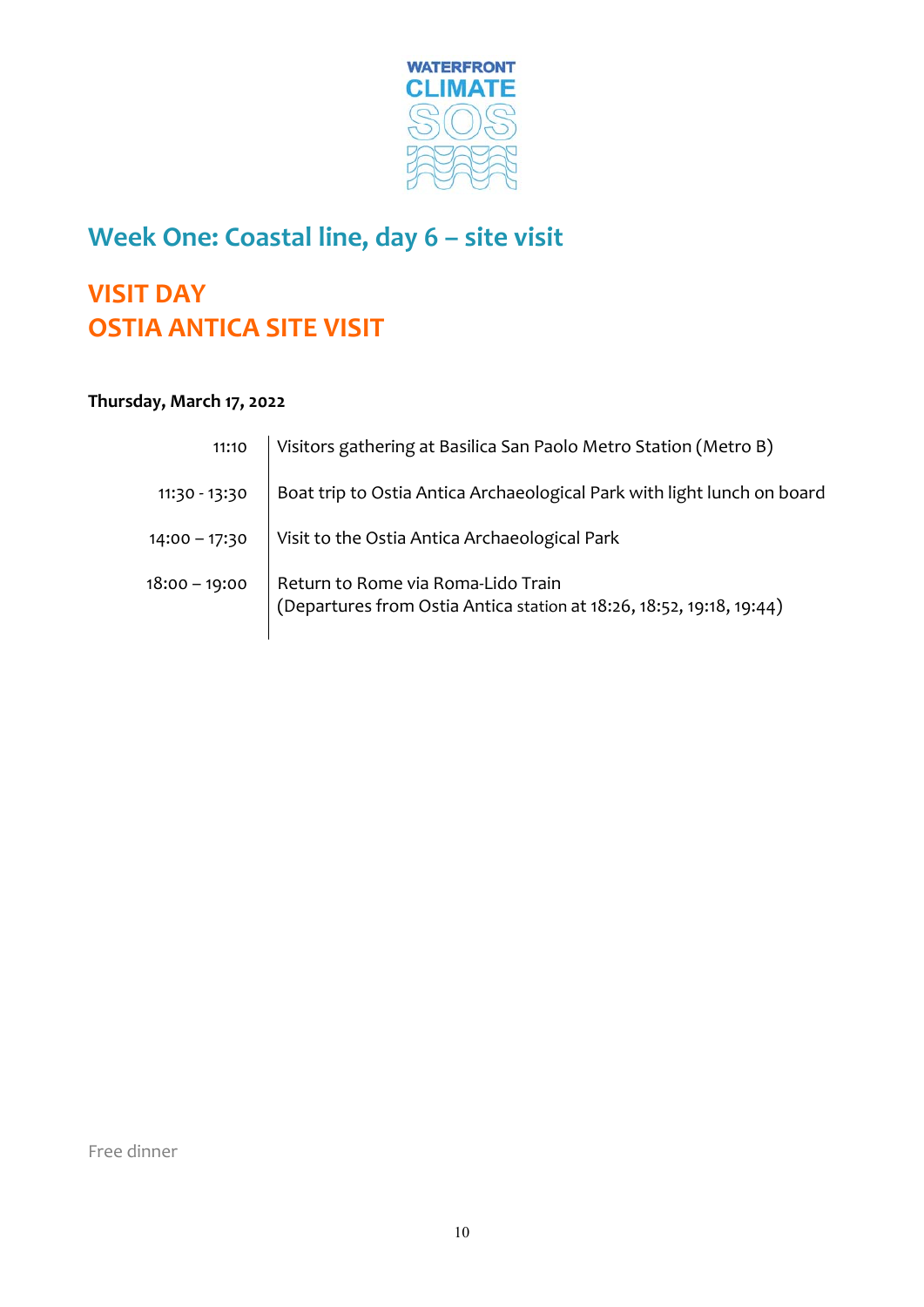# Week One: Coastal line, day 6 – site visit

## VISIT DAY
## OSTIA ANTICA SITE VISIT

**Thursday, March 17, 2022**

| | |
|---|---|
| 11:10 | Visitors gathering at Basilica San Paolo Metro Station (Metro B) |
| 11:30 - 13:30 | Boat trip to Ostia Antica Archaeological Park with light lunch on board |
| 14:00 – 17:30 | Visit to the Ostia Antica Archaeological Park |
| 18:00 – 19:00 | Return to Rome via Roma-Lido Train<br>(Departures from Ostia Antica station at 18:26, 18:52, 19:18, 19:44) |

Free dinner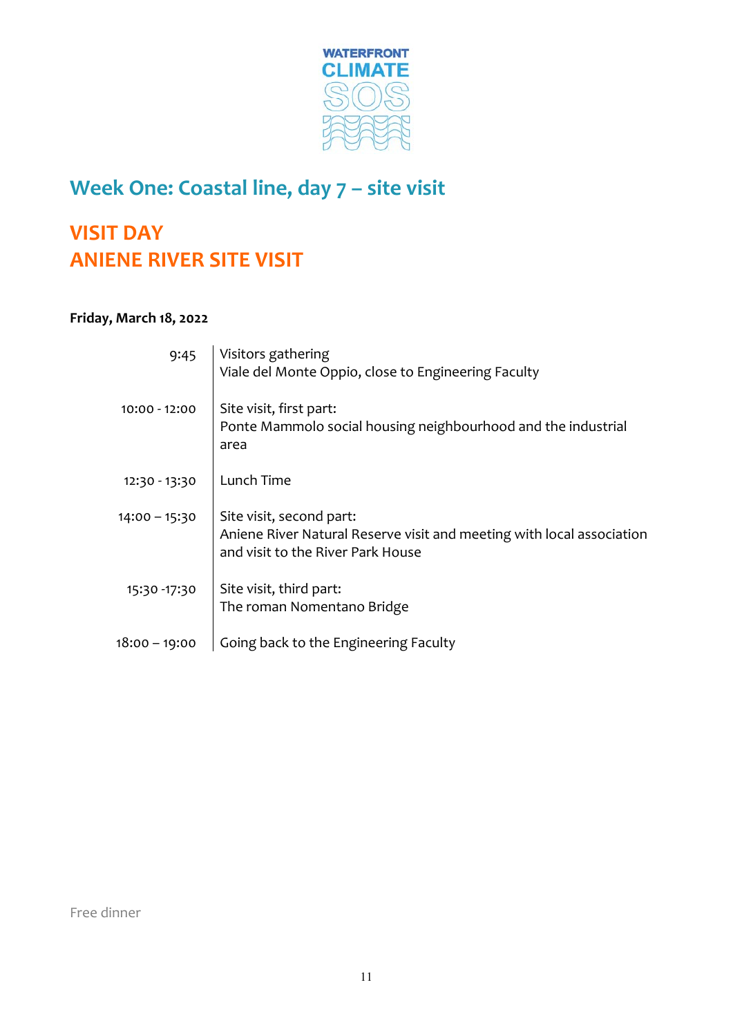# Week One: Coastal line, day 7 – site visit

## VISIT DAY
## ANIENE RIVER SITE VISIT

**Friday, March 18, 2022**

| | |
|---|---|
| 9:45 | Visitors gathering<br>Viale del Monte Oppio, close to Engineering Faculty |
| 10:00 - 12:00 | Site visit, first part:<br>Ponte Mammolo social housing neighbourhood and the industrial area |
| 12:30 - 13:30 | Lunch Time |
| 14:00 – 15:30 | Site visit, second part:<br>Aniene River Natural Reserve visit and meeting with local association and visit to the River Park House |
| 15:30 -17:30 | Site visit, third part:<br>The roman Nomentano Bridge |
| 18:00 – 19:00 | Going back to the Engineering Faculty |

Free dinner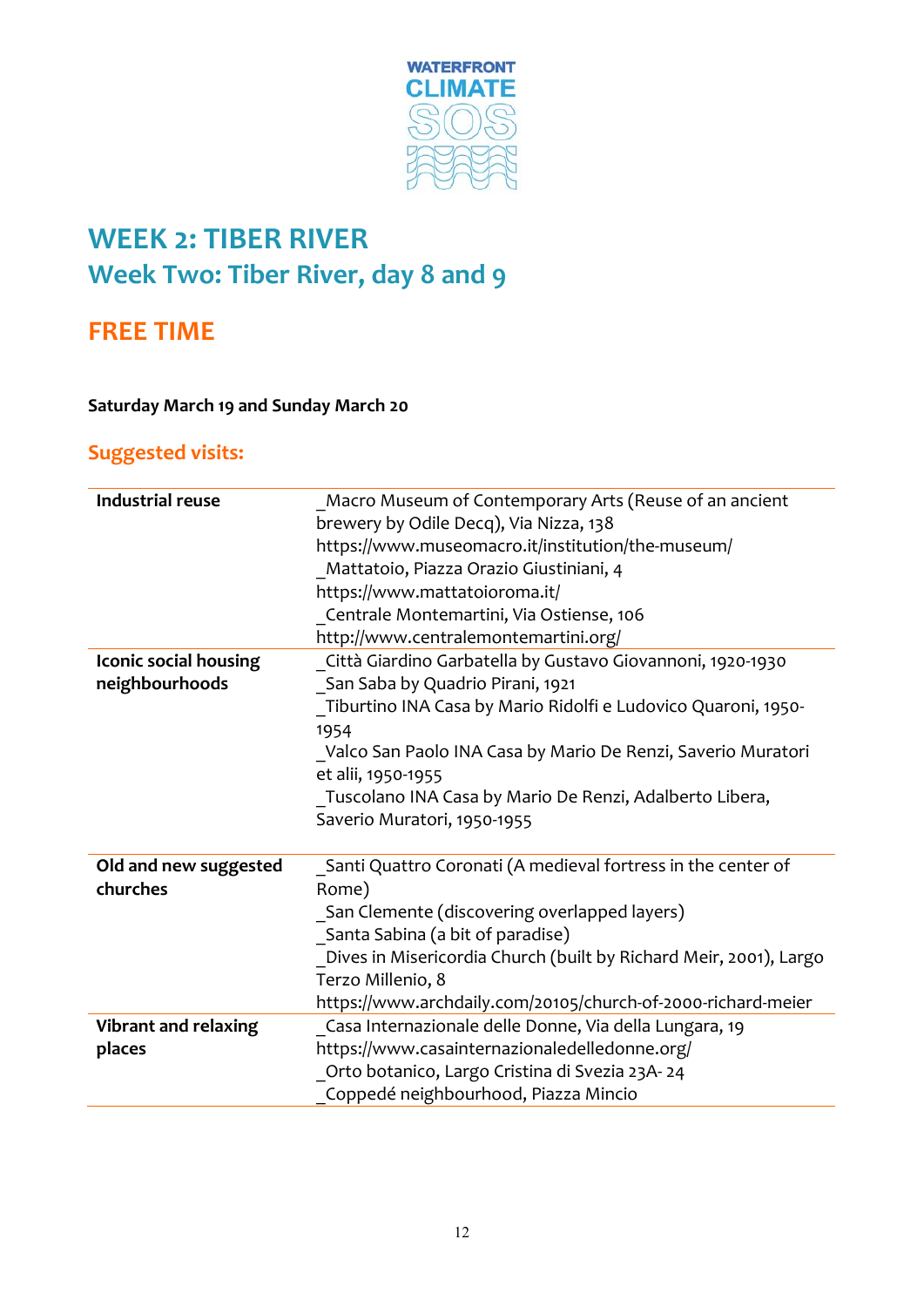WATERFRONT CLIMATE SOS

# WEEK 2: TIBER RIVER
## Week Two: Tiber River, day 8 and 9

## FREE TIME

**Saturday March 19 and Sunday March 20**

### Suggested visits:

| | |
|---|---|
| **Industrial reuse** | _Macro Museum of Contemporary Arts (Reuse of an ancient brewery by Odile Decq), Via Nizza, 138 https://www.museomacro.it/institution/the-museum/ <br> _Mattatoio, Piazza Orazio Giustiniani, 4 https://www.mattatoioroma.it/ <br> _Centrale Montemartini, Via Ostiense, 106 http://www.centralemontemartini.org/ |
| **Iconic social housing neighbourhoods** | _Città Giardino Garbatella by Gustavo Giovannoni, 1920-1930 <br> _San Saba by Quadrio Pirani, 1921 <br> _Tiburtino INA Casa by Mario Ridolfi e Ludovico Quaroni, 1950-1954 <br> _Valco San Paolo INA Casa by Mario De Renzi, Saverio Muratori et alii, 1950-1955 <br> _Tuscolano INA Casa by Mario De Renzi, Adalberto Libera, Saverio Muratori, 1950-1955 |
| **Old and new suggested churches** | _Santi Quattro Coronati (A medieval fortress in the center of Rome) <br> _San Clemente (discovering overlapped layers) <br> _Santa Sabina (a bit of paradise) <br> _Dives in Misericordia Church (built by Richard Meir, 2001), Largo Terzo Millenio, 8 https://www.archdaily.com/20105/church-of-2000-richard-meier |
| **Vibrant and relaxing places** | _Casa Internazionale delle Donne, Via della Lungara, 19 https://www.casainternazionaledelledonne.org/ <br> _Orto botanico, Largo Cristina di Svezia 23A- 24 <br> _Coppedé neighbourhood, Piazza Mincio |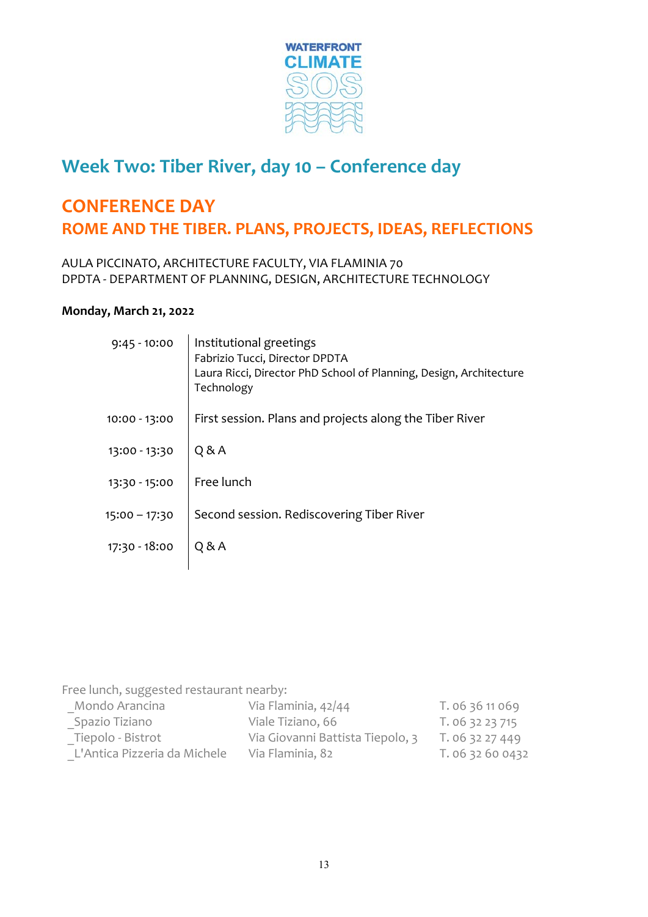WATERFRONT CLIMATE SOS

## Week Two: Tiber River, day 10 – Conference day

## CONFERENCE DAY
## ROME AND THE TIBER. PLANS, PROJECTS, IDEAS, REFLECTIONS

AULA PICCINATO, ARCHITECTURE FACULTY, VIA FLAMINIA 70
DPDTA - DEPARTMENT OF PLANNING, DESIGN, ARCHITECTURE TECHNOLOGY

**Monday, March 21, 2022**

| | |
|---|---|
| 9:45 - 10:00 | Institutional greetings<br>Fabrizio Tucci, Director DPDTA<br>Laura Ricci, Director PhD School of Planning, Design, Architecture Technology |
| 10:00 - 13:00 | First session. Plans and projects along the Tiber River |
| 13:00 - 13:30 | Q & A |
| 13:30 - 15:00 | Free lunch |
| 15:00 – 17:30 | Second session. Rediscovering Tiber River |
| 17:30 - 18:00 | Q & A |

Free lunch, suggested restaurant nearby:

| | | |
|---|---|---|
| _Mondo Arancina | Via Flaminia, 42/44 | T. 06 36 11 069 |
| _Spazio Tiziano | Viale Tiziano, 66 | T. 06 32 23 715 |
| _Tiepolo - Bistrot | Via Giovanni Battista Tiepolo, 3 | T. 06 32 27 449 |
| _L'Antica Pizzeria da Michele | Via Flaminia, 82 | T. 06 32 60 0432 |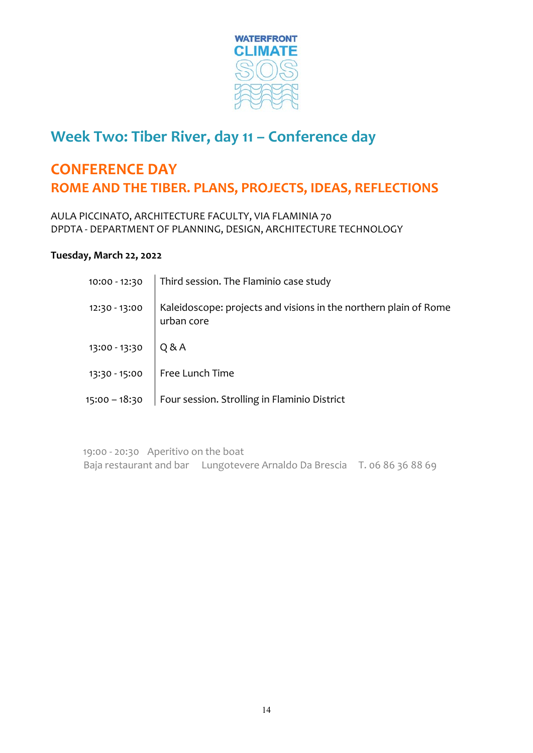# Week Two: Tiber River, day 11 – Conference day

## CONFERENCE DAY
## ROME AND THE TIBER. PLANS, PROJECTS, IDEAS, REFLECTIONS

AULA PICCINATO, ARCHITECTURE FACULTY, VIA FLAMINIA 70
DPDTA - DEPARTMENT OF PLANNING, DESIGN, ARCHITECTURE TECHNOLOGY

**Tuesday, March 22, 2022**

| | |
|---|---|
| 10:00 - 12:30 | Third session. The Flaminio case study |
| 12:30 - 13:00 | Kaleidoscope: projects and visions in the northern plain of Rome urban core |
| 13:00 - 13:30 | Q & A |
| 13:30 - 15:00 | Free Lunch Time |
| 15:00 – 18:30 | Four session. Strolling in Flaminio District |

19:00 - 20:30 Aperitivo on the boat
Baja restaurant and bar Lungotevere Arnaldo Da Brescia T. 06 86 36 88 69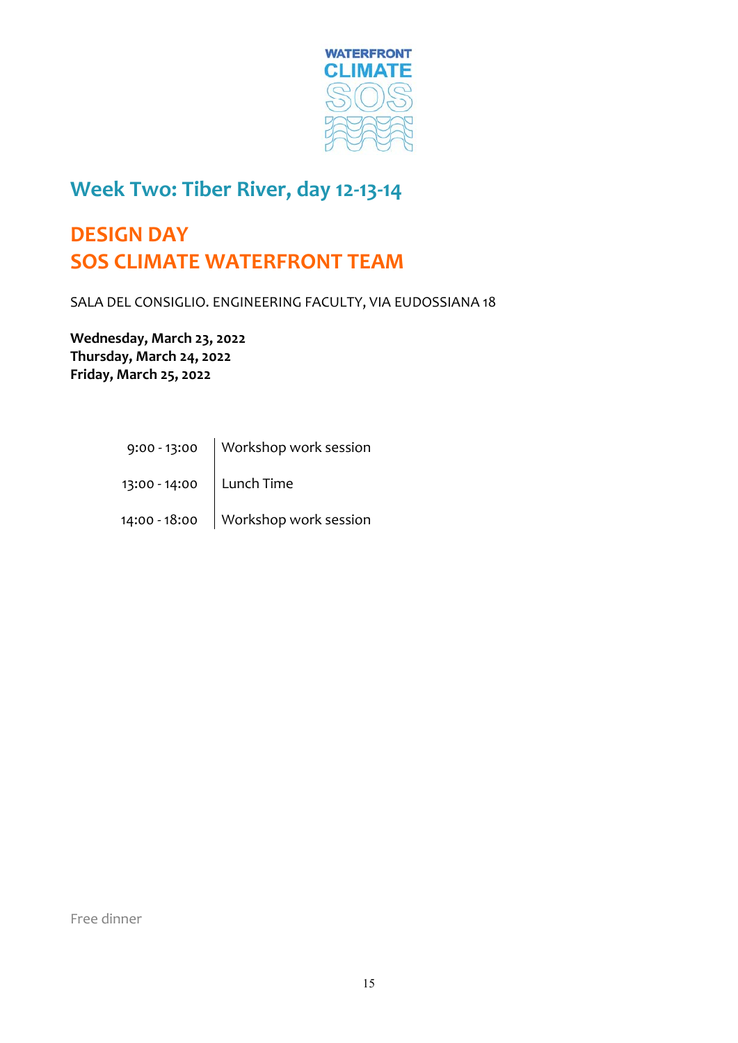## Week Two: Tiber River, day 12-13-14

## DESIGN DAY
## SOS CLIMATE WATERFRONT TEAM

SALA DEL CONSIGLIO. ENGINEERING FACULTY, VIA EUDOSSIANA 18

**Wednesday, March 23, 2022**
**Thursday, March 24, 2022**
**Friday, March 25, 2022**

| | |
|---|---|
| 9:00 - 13:00 | Workshop work session |
| 13:00 - 14:00 | Lunch Time |
| 14:00 - 18:00 | Workshop work session |

Free dinner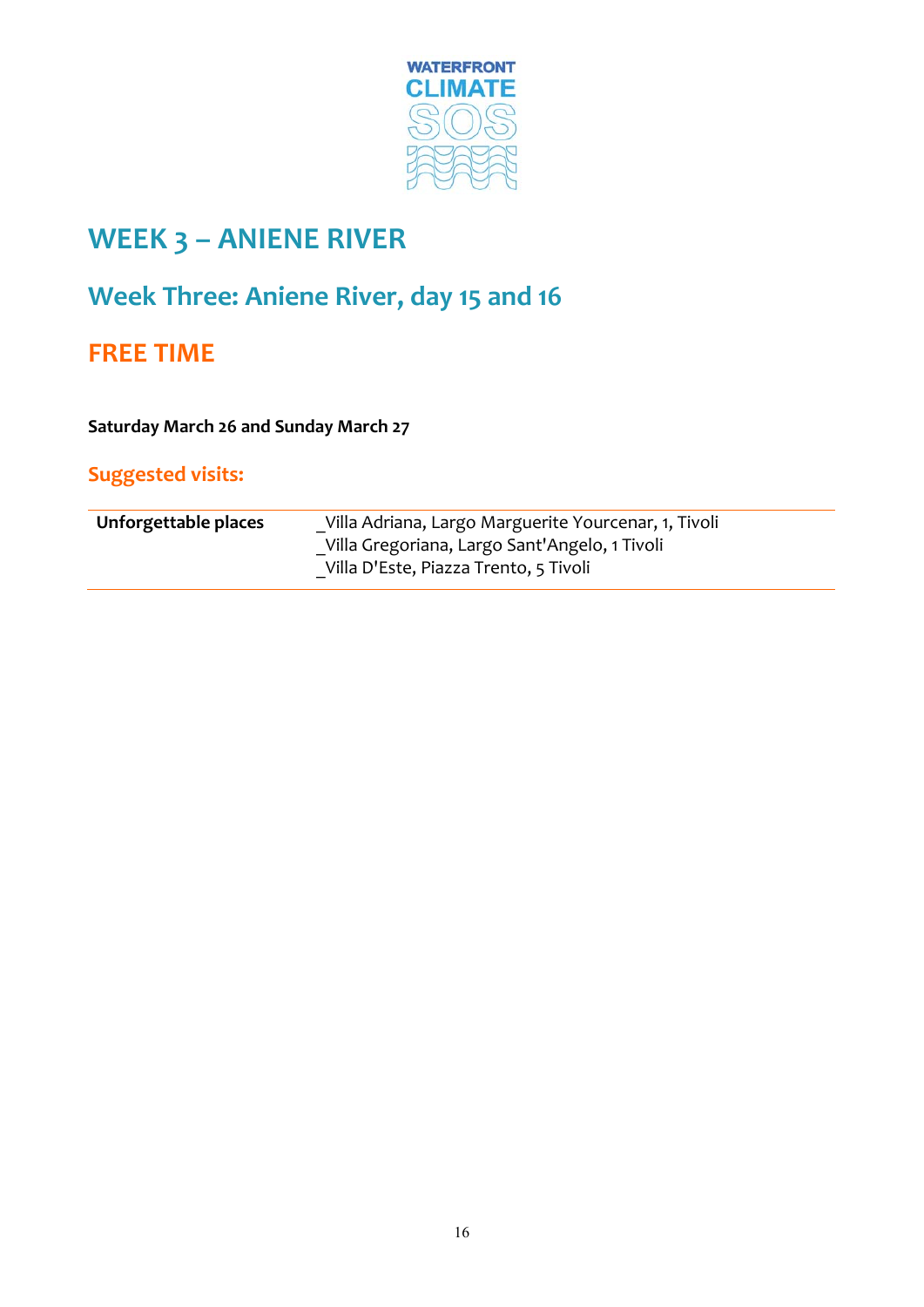# WEEK 3 – ANIENE RIVER

## Week Three: Aniene River, day 15 and 16

## FREE TIME

**Saturday March 26 and Sunday March 27**

### Suggested visits:

| **Unforgettable places** | _Villa Adriana, Largo Marguerite Yourcenar, 1, Tivoli<br>_Villa Gregoriana, Largo Sant'Angelo, 1 Tivoli<br>_Villa D'Este, Piazza Trento, 5 Tivoli |
|---|---|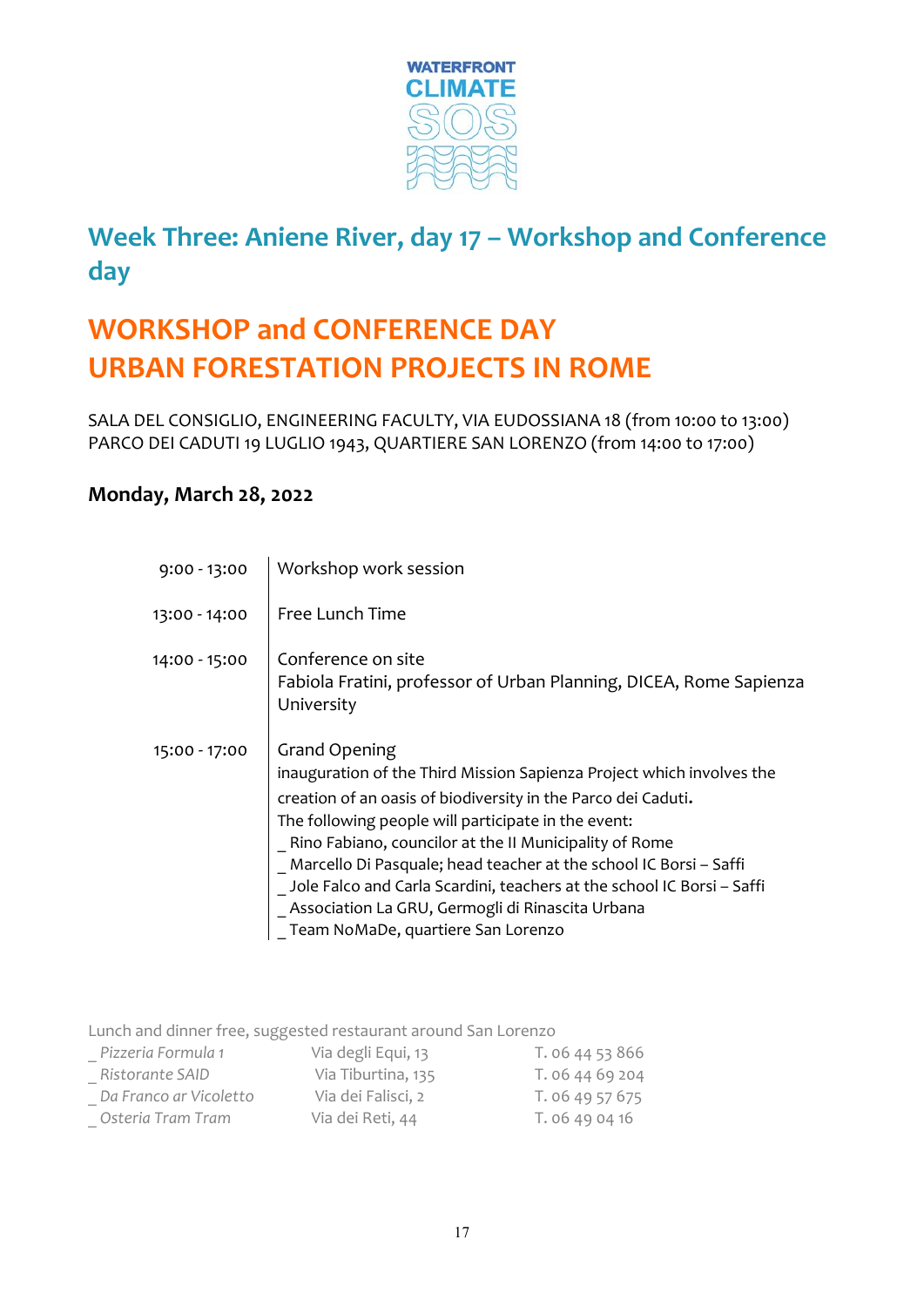WATERFRONT CLIMATE SOS

## Week Three: Aniene River, day 17 – Workshop and Conference day

# WORKSHOP and CONFERENCE DAY
# URBAN FORESTATION PROJECTS IN ROME

SALA DEL CONSIGLIO, ENGINEERING FACULTY, VIA EUDOSSIANA 18 (from 10:00 to 13:00)
PARCO DEI CADUTI 19 LUGLIO 1943, QUARTIERE SAN LORENZO (from 14:00 to 17:00)

**Monday, March 28, 2022**

| | |
|---|---|
| 9:00 - 13:00 | Workshop work session |
| 13:00 - 14:00 | Free Lunch Time |
| 14:00 - 15:00 | Conference on site<br>Fabiola Fratini, professor of Urban Planning, DICEA, Rome Sapienza University |
| 15:00 - 17:00 | Grand Opening<br>inauguration of the Third Mission Sapienza Project which involves the creation of an oasis of biodiversity in the Parco dei Caduti**.**<br>The following people will participate in the event:<br>_ Rino Fabiano, councilor at the II Municipality of Rome<br>_ Marcello Di Pasquale; head teacher at the school IC Borsi – Saffi<br>_ Jole Falco and Carla Scardini, teachers at the school IC Borsi – Saffi<br>_ Association La GRU, Germogli di Rinascita Urbana<br>_ Team NoMaDe, quartiere San Lorenzo |

Lunch and dinner free, suggested restaurant around San Lorenzo

| | | |
|---|---|---|
| _ *Pizzeria Formula 1* | Via degli Equi, 13 | T. 06 44 53 866 |
| _ *Ristorante SAID* | Via Tiburtina, 135 | T. 06 44 69 204 |
| _ *Da Franco ar Vicoletto* | Via dei Falisci, 2 | T. 06 49 57 675 |
| _ *Osteria Tram Tram* | Via dei Reti, 44 | T. 06 49 04 16 |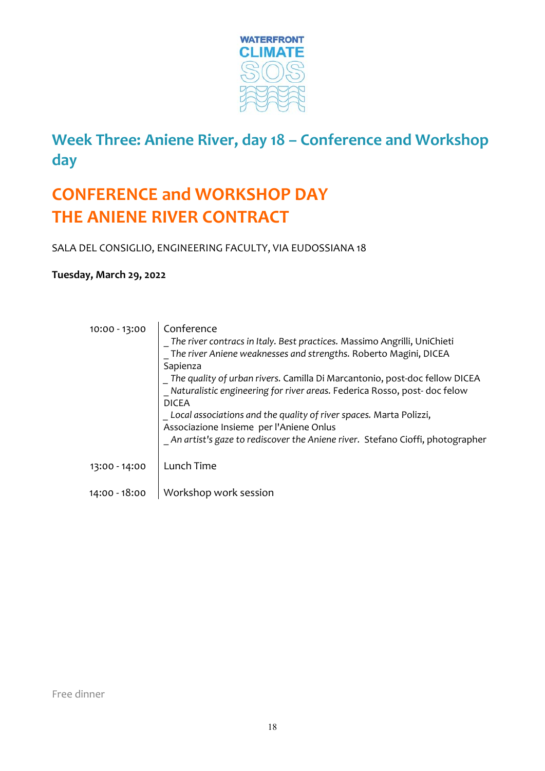WATERFRONT CLIMATE SOS

## Week Three: Aniene River, day 18 – Conference and Workshop day

# CONFERENCE and WORKSHOP DAY
# THE ANIENE RIVER CONTRACT

SALA DEL CONSIGLIO, ENGINEERING FACULTY, VIA EUDOSSIANA 18

**Tuesday, March 29, 2022**

| | |
|---|---|
| 10:00 - 13:00 | Conference<br>_ *The river contracs in Italy. Best practices.* Massimo Angrilli, UniChieti<br>_ *The river Aniene weaknesses and strengths.* Roberto Magini, DICEA Sapienza<br>_ *The quality of urban rivers.* Camilla Di Marcantonio, post-doc fellow DICEA<br>_ *Naturalistic engineering for river areas.* Federica Rosso, post- doc felow DICEA<br>_ *Local associations and the quality of river spaces.* Marta Polizzi, Associazione Insieme per l'Aniene Onlus<br>_ *An artist's gaze to rediscover the Aniene river.* Stefano Cioffi, photographer |
| 13:00 - 14:00 | Lunch Time |
| 14:00 - 18:00 | Workshop work session |

Free dinner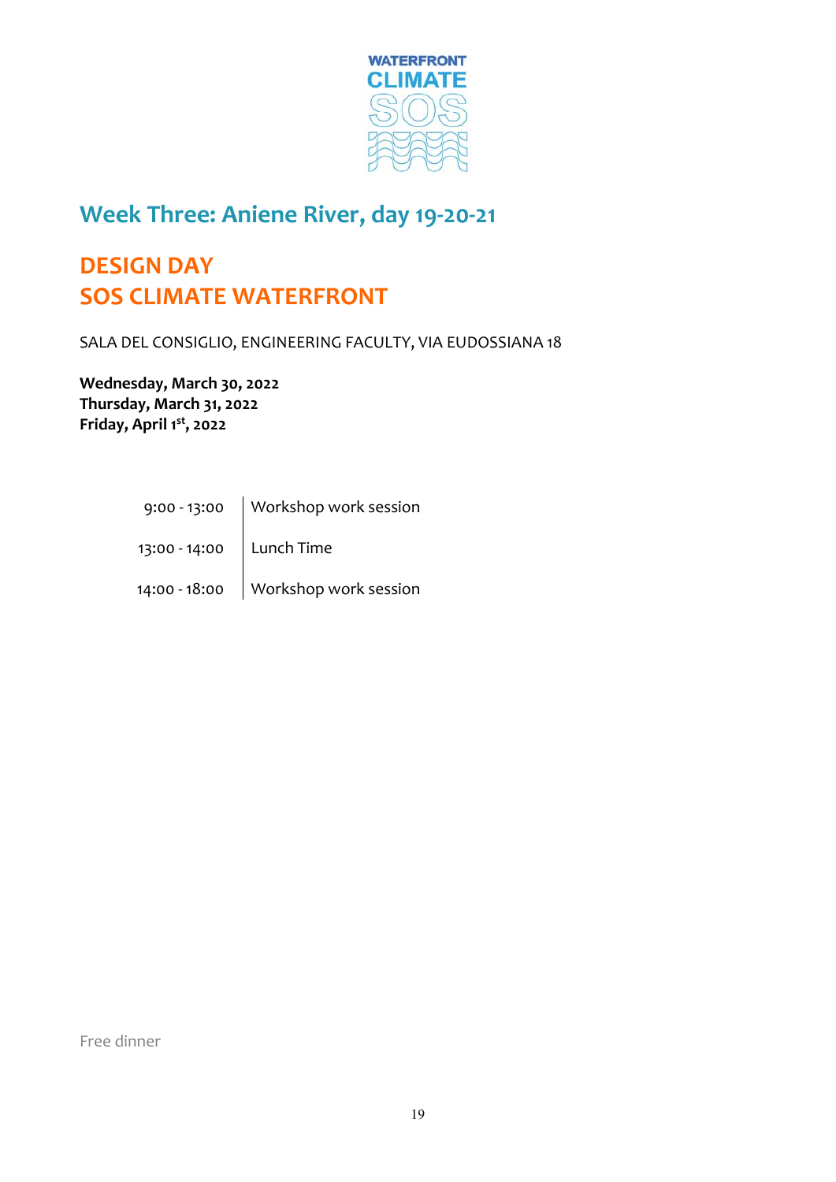## Week Three: Aniene River, day 19-20-21

## DESIGN DAY
## SOS CLIMATE WATERFRONT

SALA DEL CONSIGLIO, ENGINEERING FACULTY, VIA EUDOSSIANA 18

**Wednesday, March 30, 2022**
**Thursday, March 31, 2022**
**Friday, April 1st, 2022**

| | |
|---|---|
| 9:00 - 13:00 | Workshop work session |
| 13:00 - 14:00 | Lunch Time |
| 14:00 - 18:00 | Workshop work session |

Free dinner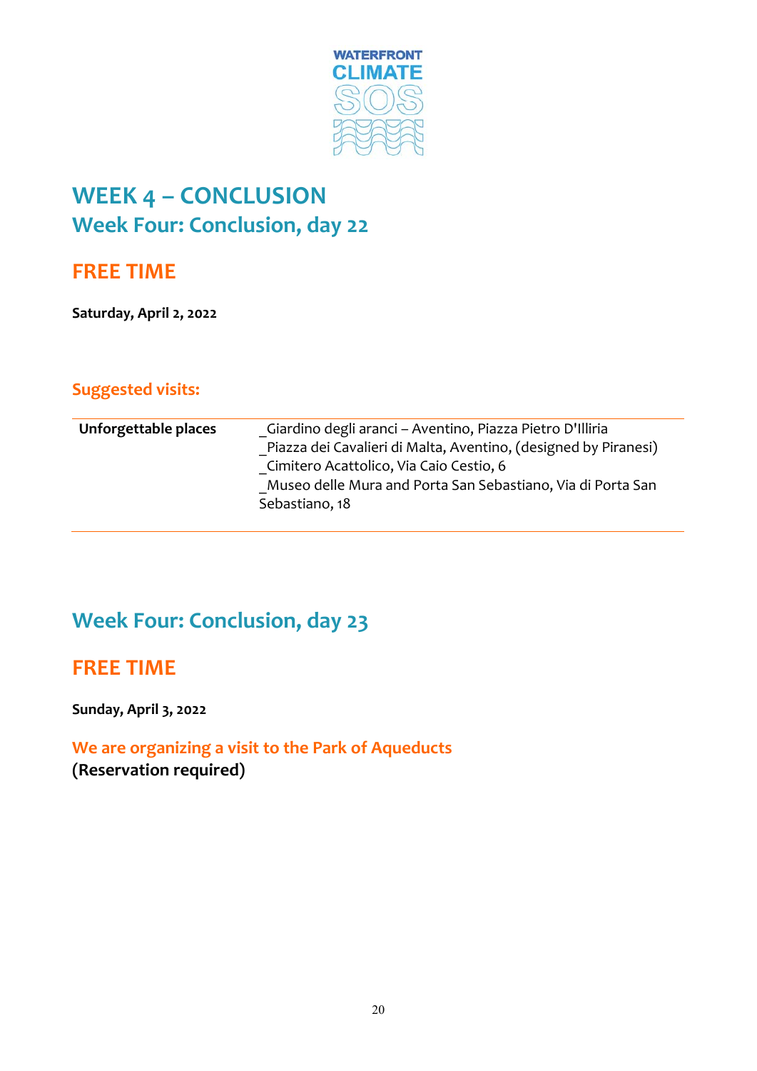WATERFRONT CLIMATE SOS

# WEEK 4 – CONCLUSION

## Week Four: Conclusion, day 22

## FREE TIME

**Saturday, April 2, 2022**

### Suggested visits:

| **Unforgettable places** | _Giardino degli aranci – Aventino, Piazza Pietro D'Illiria<br>_Piazza dei Cavalieri di Malta, Aventino, (designed by Piranesi)<br>_Cimitero Acattolico, Via Caio Cestio, 6<br>_Museo delle Mura and Porta San Sebastiano, Via di Porta San Sebastiano, 18 |
|---|---|

## Week Four: Conclusion, day 23

## FREE TIME

**Sunday, April 3, 2022**

### We are organizing a visit to the Park of Aqueducts

**(Reservation required)**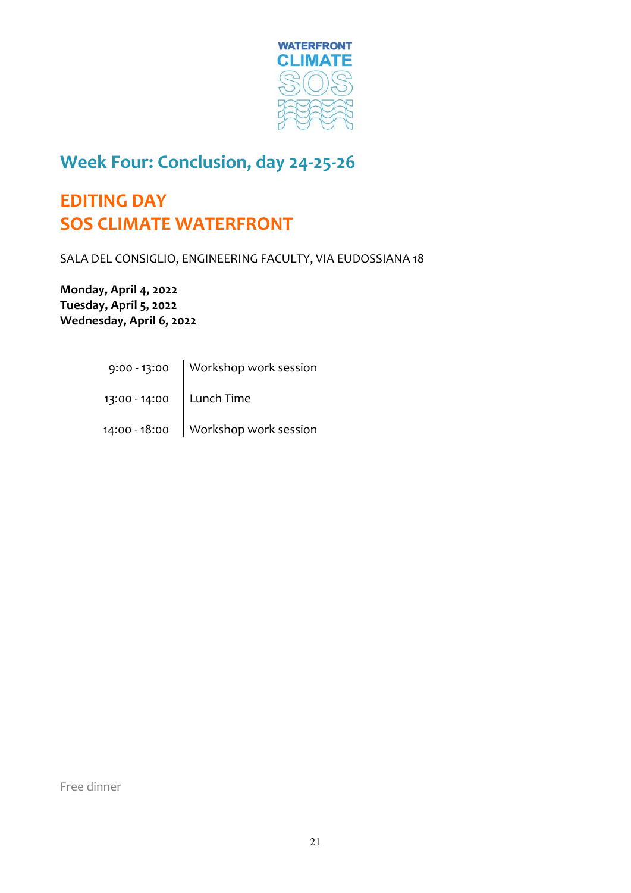WATERFRONT
CLIMATE
SOS

## Week Four: Conclusion, day 24-25-26

# EDITING DAY
# SOS CLIMATE WATERFRONT

SALA DEL CONSIGLIO, ENGINEERING FACULTY, VIA EUDOSSIANA 18

**Monday, April 4, 2022**
**Tuesday, April 5, 2022**
**Wednesday, April 6, 2022**

| | |
|---|---|
| 9:00 - 13:00 | Workshop work session |
| 13:00 - 14:00 | Lunch Time |
| 14:00 - 18:00 | Workshop work session |

Free dinner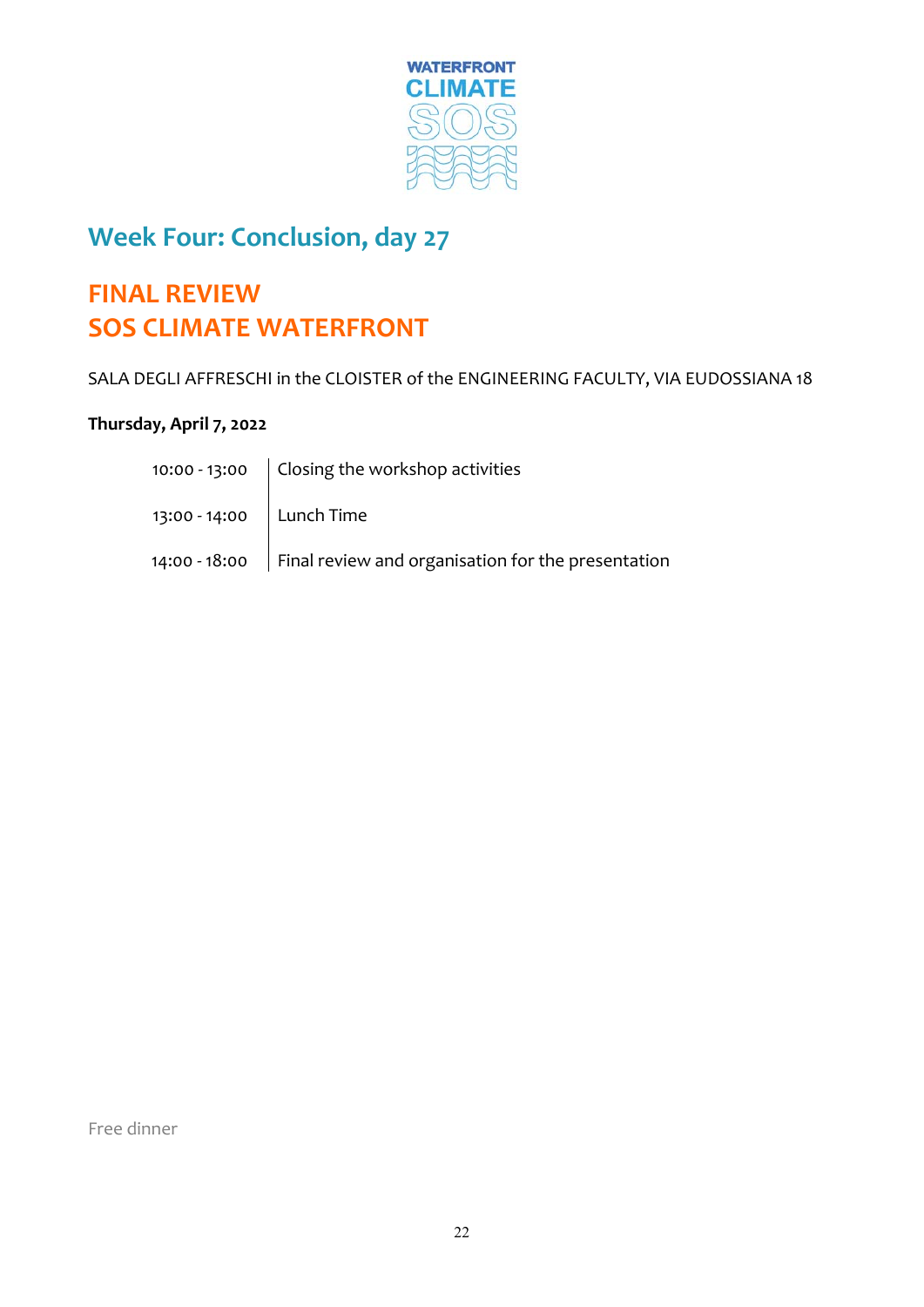WATERFRONT CLIMATE SOS

## Week Four: Conclusion, day 27

# FINAL REVIEW
# SOS CLIMATE WATERFRONT

SALA DEGLI AFFRESCHI in the CLOISTER of the ENGINEERING FACULTY, VIA EUDOSSIANA 18

**Thursday, April 7, 2022**

| | |
|---|---|
| 10:00 - 13:00 | Closing the workshop activities |
| 13:00 - 14:00 | Lunch Time |
| 14:00 - 18:00 | Final review and organisation for the presentation |

Free dinner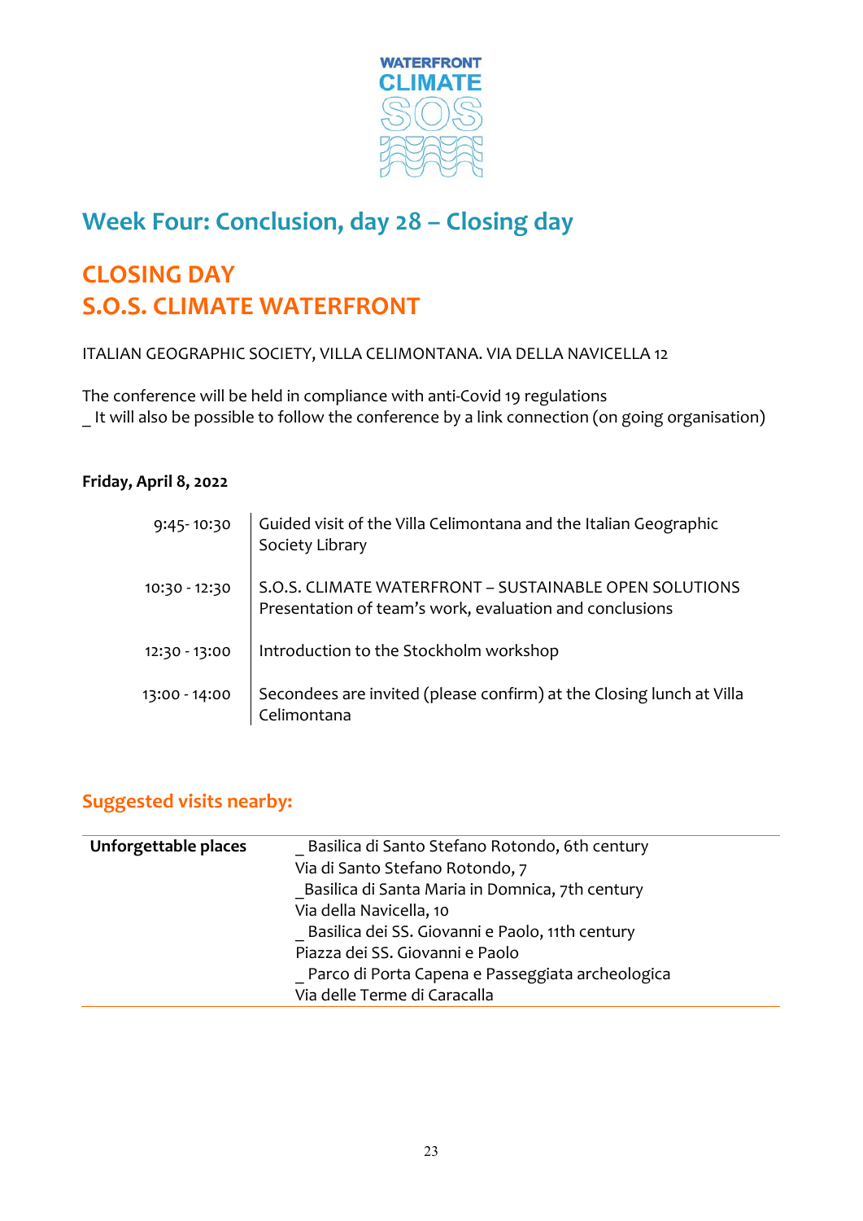WATERFRONT CLIMATE SOS

## Week Four: Conclusion, day 28 – Closing day

# CLOSING DAY
# S.O.S. CLIMATE WATERFRONT

ITALIAN GEOGRAPHIC SOCIETY, VILLA CELIMONTANA. VIA DELLA NAVICELLA 12

The conference will be held in compliance with anti-Covid 19 regulations
_ It will also be possible to follow the conference by a link connection (on going organisation)

**Friday, April 8, 2022**

| | |
|---|---|
| 9:45- 10:30 | Guided visit of the Villa Celimontana and the Italian Geographic Society Library |
| 10:30 - 12:30 | S.O.S. CLIMATE WATERFRONT – SUSTAINABLE OPEN SOLUTIONS<br>Presentation of team's work, evaluation and conclusions |
| 12:30 - 13:00 | Introduction to the Stockholm workshop |
| 13:00 - 14:00 | Secondees are invited (please confirm) at the Closing lunch at Villa Celimontana |

## Suggested visits nearby:

| | |
|---|---|
| **Unforgettable places** | _ Basilica di Santo Stefano Rotondo, 6th century<br>Via di Santo Stefano Rotondo, 7<br>_Basilica di Santa Maria in Domnica, 7th century<br>Via della Navicella, 10<br>_ Basilica dei SS. Giovanni e Paolo, 11th century<br>Piazza dei SS. Giovanni e Paolo<br>_ Parco di Porta Capena e Passeggiata archeologica<br>Via delle Terme di Caracalla |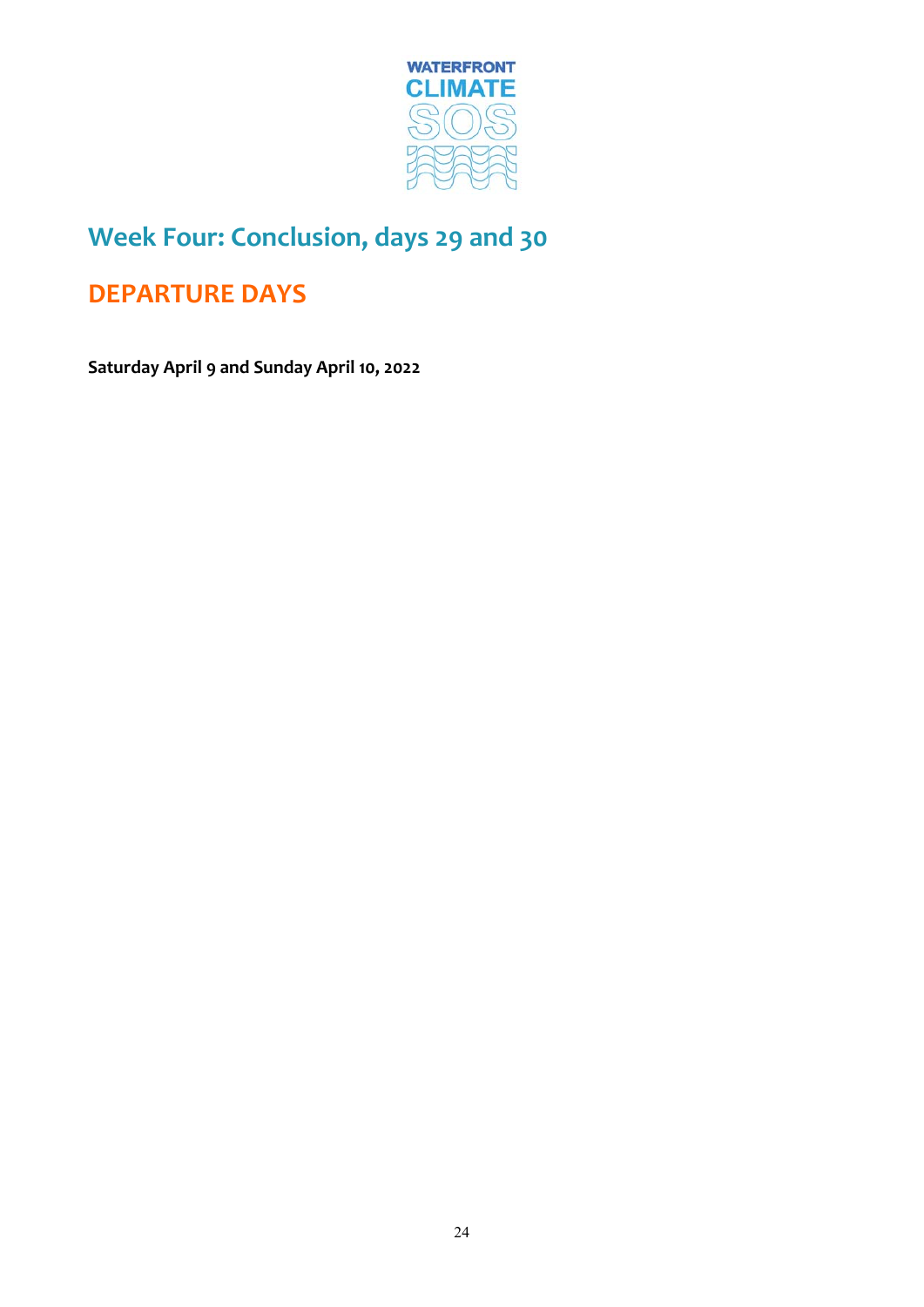WATERFRONT
CLIMATE
SOS

## Week Four: Conclusion, days 29 and 30

## DEPARTURE DAYS

**Saturday April 9 and Sunday April 10, 2022**